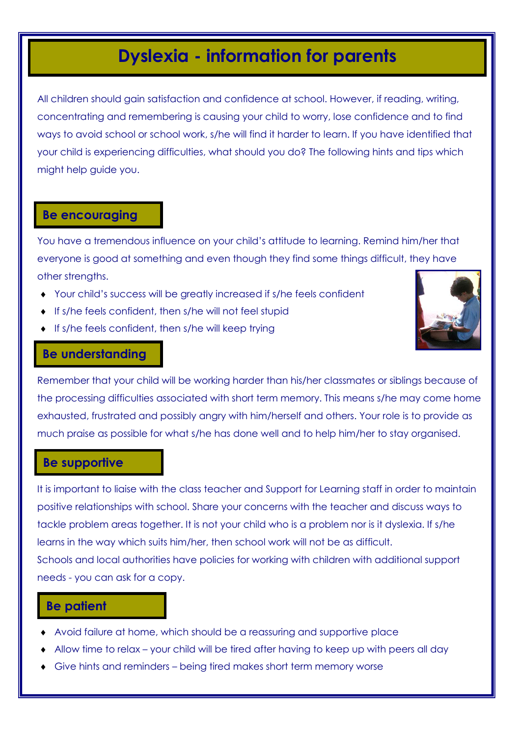# Dyslexia - information for parents

All children should gain satisfaction and confidence at school. However, if reading, writing, concentrating and remembering is causing your child to worry, lose confidence and to find ways to avoid school or school work, s/he will find it harder to learn. If you have identified that your child is experiencing difficulties, what should you do? The following hints and tips which might help guide you.

## Be encouraging

You have a tremendous influence on your child's attitude to learning. Remind him/her that everyone is good at something and even though they find some things difficult, they have other strengths.

- Your child's success will be greatly increased if s/he feels confident
- If s/he feels confident, then s/he will not feel stupid
- If s/he feels confident, then s/he will keep trying

## Be understanding

Remember that your child will be working harder than his/her classmates or siblings because of the processing difficulties associated with short term memory. This means s/he may come home exhausted, frustrated and possibly angry with him/herself and others. Your role is to provide as much praise as possible for what s/he has done well and to help him/her to stay organised.

## Be supportive

It is important to liaise with the class teacher and Support for Learning staff in order to maintain positive relationships with school. Share your concerns with the teacher and discuss ways to tackle problem areas together. It is not your child who is a problem nor is it dyslexia. If s/he learns in the way which suits him/her, then school work will not be as difficult.
Schools and local authorities have policies for working with children with additional support needs - you can ask for a copy.

## Be patient

- Avoid failure at home, which should be a reassuring and supportive place
- Allow time to relax – your child will be tired after having to keep up with peers all day
- Give hints and reminders – being tired makes short term memory worse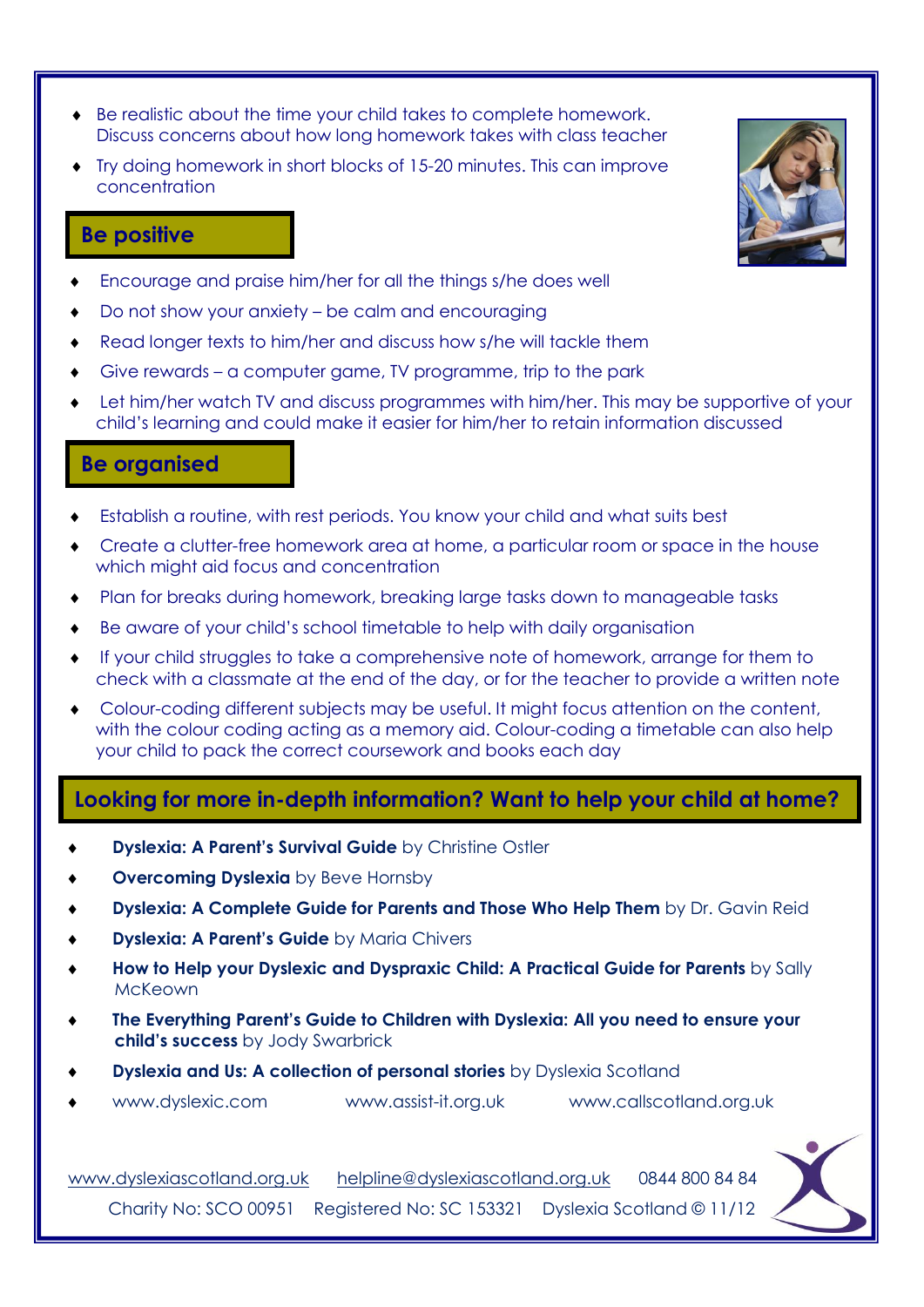- Be realistic about the time your child takes to complete homework. Discuss concerns about how long homework takes with class teacher
- Try doing homework in short blocks of 15-20 minutes. This can improve concentration

## Be positive

- Encourage and praise him/her for all the things s/he does well
- Do not show your anxiety – be calm and encouraging
- Read longer texts to him/her and discuss how s/he will tackle them
- Give rewards – a computer game, TV programme, trip to the park
- Let him/her watch TV and discuss programmes with him/her. This may be supportive of your child's learning and could make it easier for him/her to retain information discussed

## Be organised

- Establish a routine, with rest periods. You know your child and what suits best
- Create a clutter-free homework area at home, a particular room or space in the house which might aid focus and concentration
- Plan for breaks during homework, breaking large tasks down to manageable tasks
- Be aware of your child's school timetable to help with daily organisation
- If your child struggles to take a comprehensive note of homework, arrange for them to check with a classmate at the end of the day, or for the teacher to provide a written note
- Colour-coding different subjects may be useful. It might focus attention on the content, with the colour coding acting as a memory aid. Colour-coding a timetable can also help your child to pack the correct coursework and books each day

## Looking for more in-depth information? Want to help your child at home?

- **Dyslexia: A Parent's Survival Guide** by Christine Ostler
- **Overcoming Dyslexia** by Beve Hornsby
- **Dyslexia: A Complete Guide for Parents and Those Who Help Them** by Dr. Gavin Reid
- **Dyslexia: A Parent's Guide** by Maria Chivers
- **How to Help your Dyslexic and Dyspraxic Child: A Practical Guide for Parents** by Sally McKeown
- **The Everything Parent's Guide to Children with Dyslexia: All you need to ensure your child's success** by Jody Swarbrick
- **Dyslexia and Us: A collection of personal stories** by Dyslexia Scotland
- www.dyslexic.com www.assist-it.org.uk www.callscotland.org.uk

www.dyslexiascotland.org.uk helpline@dyslexiascotland.org.uk 0844 800 84 84

Charity No: SCO 00951 Registered No: SC 153321 Dyslexia Scotland © 11/12